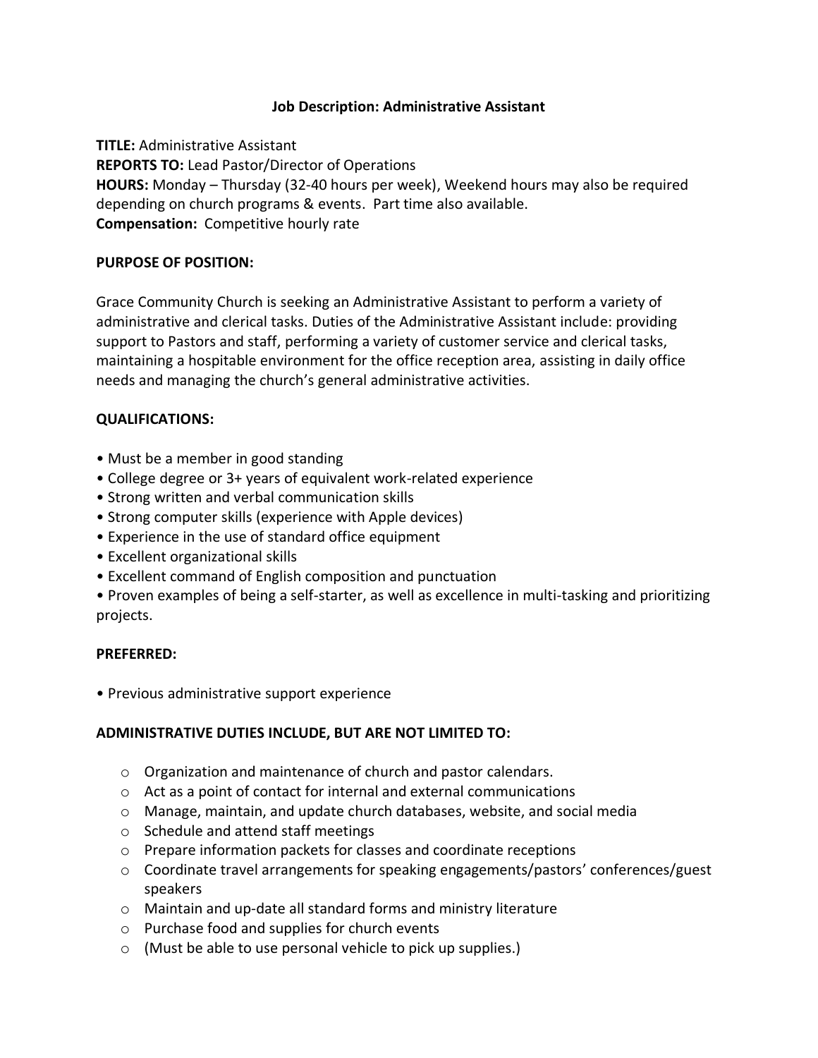# Job Description: Administrative Assistant

**TITLE:** Administrative Assistant
**REPORTS TO:** Lead Pastor/Director of Operations
**HOURS:** Monday – Thursday (32-40 hours per week), Weekend hours may also be required depending on church programs & events. Part time also available.
**Compensation:** Competitive hourly rate

**PURPOSE OF POSITION:**

Grace Community Church is seeking an Administrative Assistant to perform a variety of administrative and clerical tasks. Duties of the Administrative Assistant include: providing support to Pastors and staff, performing a variety of customer service and clerical tasks, maintaining a hospitable environment for the office reception area, assisting in daily office needs and managing the church's general administrative activities.

**QUALIFICATIONS:**

- Must be a member in good standing
- College degree or 3+ years of equivalent work-related experience
- Strong written and verbal communication skills
- Strong computer skills (experience with Apple devices)
- Experience in the use of standard office equipment
- Excellent organizational skills
- Excellent command of English composition and punctuation
- Proven examples of being a self-starter, as well as excellence in multi-tasking and prioritizing projects.

**PREFERRED:**

- Previous administrative support experience

**ADMINISTRATIVE DUTIES INCLUDE, BUT ARE NOT LIMITED TO:**

- Organization and maintenance of church and pastor calendars.
- Act as a point of contact for internal and external communications
- Manage, maintain, and update church databases, website, and social media
- Schedule and attend staff meetings
- Prepare information packets for classes and coordinate receptions
- Coordinate travel arrangements for speaking engagements/pastors' conferences/guest speakers
- Maintain and up-date all standard forms and ministry literature
- Purchase food and supplies for church events
- (Must be able to use personal vehicle to pick up supplies.)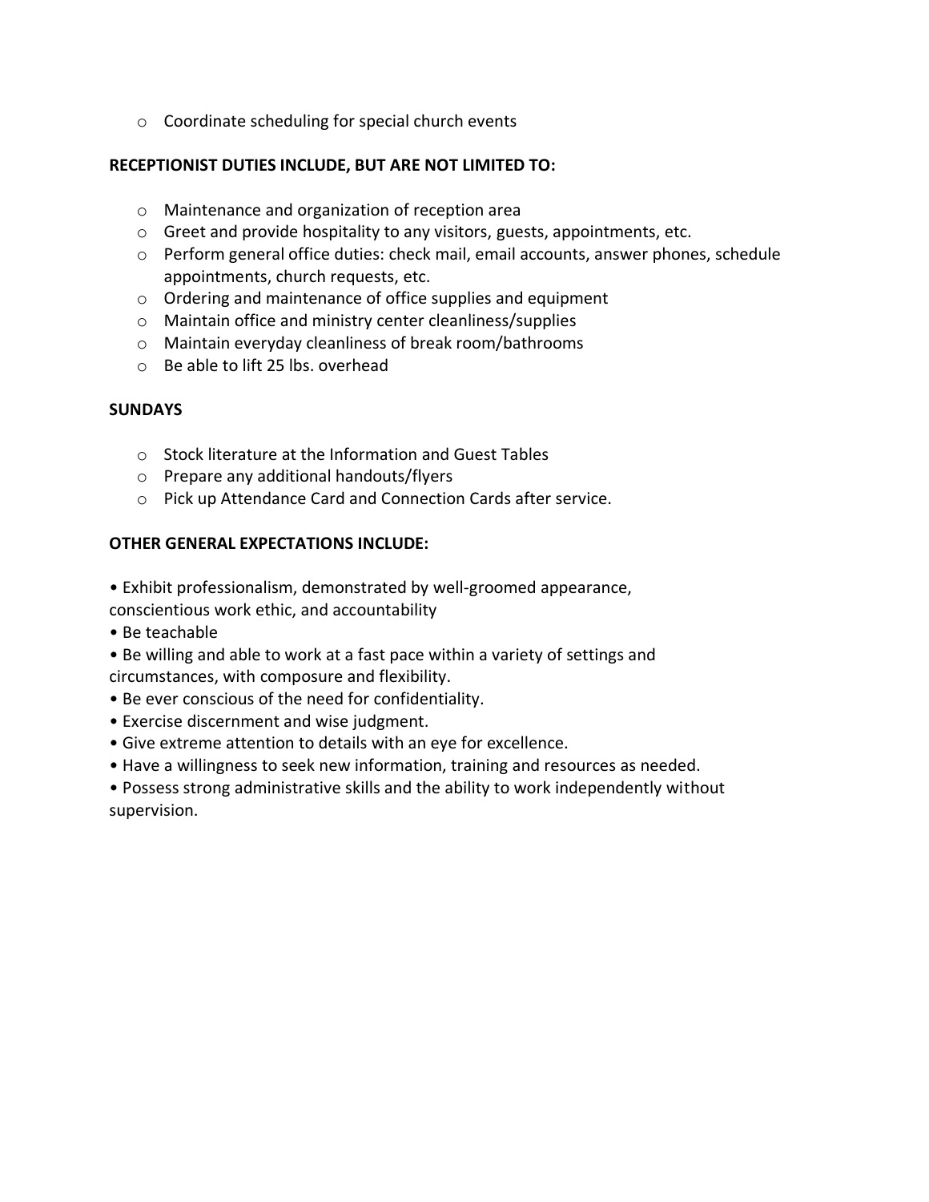- Coordinate scheduling for special church events

**RECEPTIONIST DUTIES INCLUDE, BUT ARE NOT LIMITED TO:**

- Maintenance and organization of reception area
- Greet and provide hospitality to any visitors, guests, appointments, etc.
- Perform general office duties: check mail, email accounts, answer phones, schedule appointments, church requests, etc.
- Ordering and maintenance of office supplies and equipment
- Maintain office and ministry center cleanliness/supplies
- Maintain everyday cleanliness of break room/bathrooms
- Be able to lift 25 lbs. overhead

**SUNDAYS**

- Stock literature at the Information and Guest Tables
- Prepare any additional handouts/flyers
- Pick up Attendance Card and Connection Cards after service.

**OTHER GENERAL EXPECTATIONS INCLUDE:**

• Exhibit professionalism, demonstrated by well-groomed appearance, conscientious work ethic, and accountability
• Be teachable
• Be willing and able to work at a fast pace within a variety of settings and circumstances, with composure and flexibility.
• Be ever conscious of the need for confidentiality.
• Exercise discernment and wise judgment.
• Give extreme attention to details with an eye for excellence.
• Have a willingness to seek new information, training and resources as needed.
• Possess strong administrative skills and the ability to work independently without supervision.